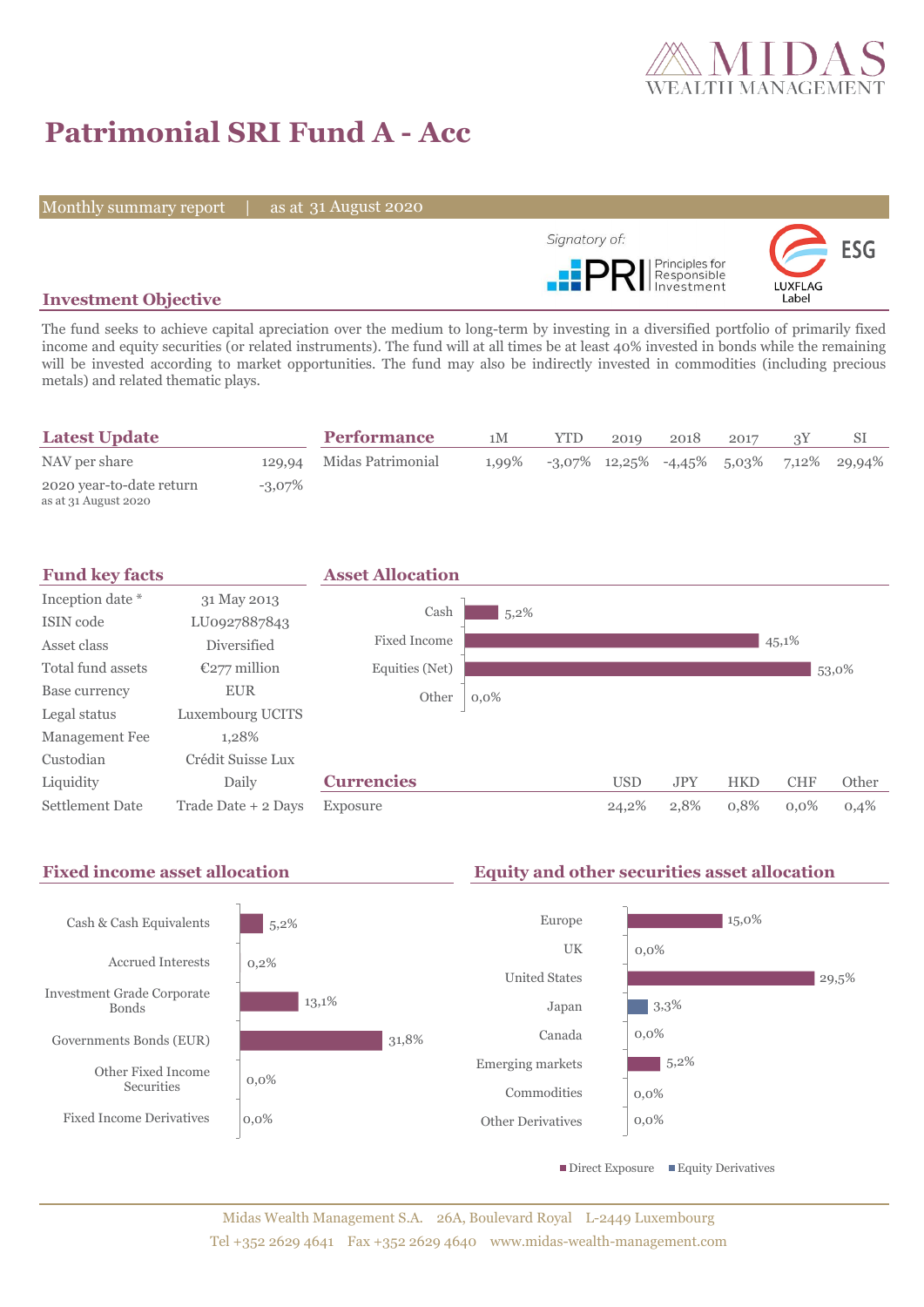# Patrimonial SRI Fund A - Acc

Monthly summary report | as at 31 August 2020

Signatory of: PRI Principles for Responsible Investment

ESG LUXFLAG Label

## Investment Objective

The fund seeks to achieve capital apreciation over the medium to long-term by investing in a diversified portfolio of primarily fixed income and equity securities (or related instruments). The fund will at all times be at least 40% invested in bonds while the remaining will be invested according to market opportunities. The fund may also be indirectly invested in commodities (including precious metals) and related thematic plays.

## Latest Update

| | |
|---|---|
| NAV per share | 129,94 |
| 2020 year-to-date return<br>as at 31 August 2020 | -3,07% |

## Performance

| | 1M | YTD | 2019 | 2018 | 2017 | 3Y | SI |
|---|---|---|---|---|---|---|---|
| Midas Patrimonial | 1,99% | -3,07% | 12,25% | -4,45% | 5,03% | 7,12% | 29,94% |

## Fund key facts

| | |
|---|---|
| Inception date * | 31 May 2013 |
| ISIN code | LU0927887843 |
| Asset class | Diversified |
| Total fund assets | €277 million |
| Base currency | EUR |
| Legal status | Luxembourg UCITS |
| Management Fee | 1,28% |
| Custodian | Crédit Suisse Lux |
| Liquidity | Daily |
| Settlement Date | Trade Date + 2 Days |

## Asset Allocation

| | |
|---|---|
| Cash | 5,2% |
| Fixed Income | 45,1% |
| Equities (Net) | 53,0% |
| Other | 0,0% |

## Currencies

| | USD | JPY | HKD | CHF | Other |
|---|---|---|---|---|---|
| Exposure | 24,2% | 2,8% | 0,8% | 0,0% | 0,4% |

## Fixed income asset allocation

| | |
|---|---|
| Cash & Cash Equivalents | 5,2% |
| Accrued Interests | 0,2% |
| Investment Grade Corporate Bonds | 13,1% |
| Governments Bonds (EUR) | 31,8% |
| Other Fixed Income Securities | 0,0% |
| Fixed Income Derivatives | 0,0% |

## Equity and other securities asset allocation

| | |
|---|---|
| Europe | 15,0% |
| UK | 0,0% |
| United States | 29,5% |
| Japan | 3,3% |
| Canada | 0,0% |
| Emerging markets | 5,2% |
| Commodities | 0,0% |
| Other Derivatives | 0,0% |

■ Direct Exposure ■ Equity Derivatives

Midas Wealth Management S.A. 26A, Boulevard Royal L-2449 Luxembourg
Tel +352 2629 4641 Fax +352 2629 4640 www.midas-wealth-management.com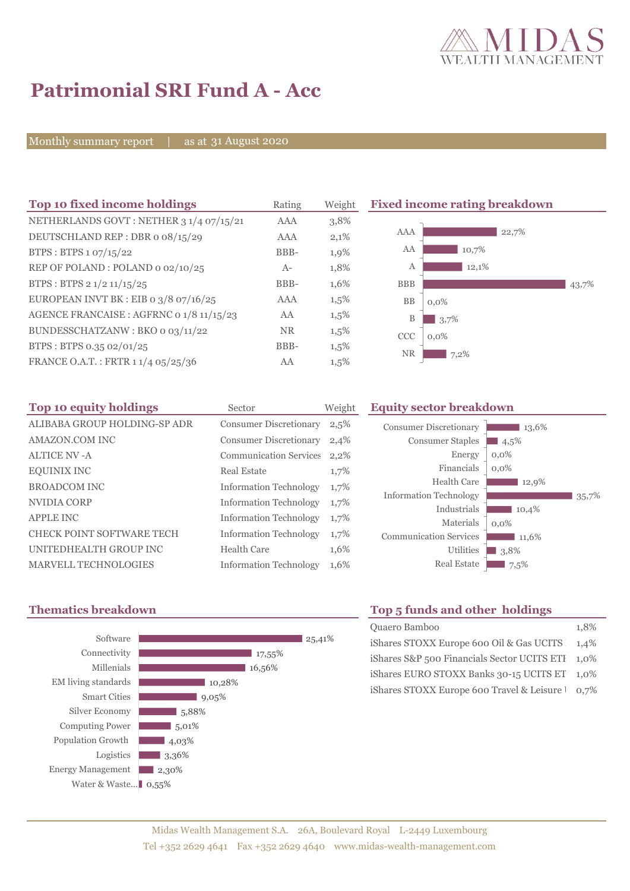# Patrimonial SRI Fund A - Acc

Monthly summary report | as at 31 August 2020

## Top 10 fixed income holdings

| Top 10 fixed income holdings | Rating | Weight |
|---|---|---|
| NETHERLANDS GOVT : NETHER 3 1/4 07/15/21 | AAA | 3,8% |
| DEUTSCHLAND REP : DBR 0 08/15/29 | AAA | 2,1% |
| BTPS : BTPS 1 07/15/22 | BBB- | 1,9% |
| REP OF POLAND : POLAND 0 02/10/25 | A- | 1,8% |
| BTPS : BTPS 2 1/2 11/15/25 | BBB- | 1,6% |
| EUROPEAN INVT BK : EIB 0 3/8 07/16/25 | AAA | 1,5% |
| AGENCE FRANCAISE : AGFRNC 0 1/8 11/15/23 | AA | 1,5% |
| BUNDESSCHATZANW : BKO 0 03/11/22 | NR | 1,5% |
| BTPS : BTPS 0.35 02/01/25 | BBB- | 1,5% |
| FRANCE O.A.T. : FRTR 1 1/4 05/25/36 | AA | 1,5% |

## Fixed income rating breakdown

| Rating | Weight |
|---|---|
| AAA | 22,7% |
| AA | 10,7% |
| A | 12,1% |
| BBB | 43,7% |
| BB | 0,0% |
| B | 3,7% |
| CCC | 0,0% |
| NR | 7,2% |

## Top 10 equity holdings

| Top 10 equity holdings | Sector | Weight |
|---|---|---|
| ALIBABA GROUP HOLDING-SP ADR | Consumer Discretionary | 2,5% |
| AMAZON.COM INC | Consumer Discretionary | 2,4% |
| ALTICE NV -A | Communication Services | 2,2% |
| EQUINIX INC | Real Estate | 1,7% |
| BROADCOM INC | Information Technology | 1,7% |
| NVIDIA CORP | Information Technology | 1,7% |
| APPLE INC | Information Technology | 1,7% |
| CHECK POINT SOFTWARE TECH | Information Technology | 1,7% |
| UNITEDHEALTH GROUP INC | Health Care | 1,6% |
| MARVELL TECHNOLOGIES | Information Technology | 1,6% |

## Equity sector breakdown

| Sector | Weight |
|---|---|
| Consumer Discretionary | 13,6% |
| Consumer Staples | 4,5% |
| Energy | 0,0% |
| Financials | 0,0% |
| Health Care | 12,9% |
| Information Technology | 35,7% |
| Industrials | 10,4% |
| Materials | 0,0% |
| Communication Services | 11,6% |
| Utilities | 3,8% |
| Real Estate | 7,5% |

## Thematics breakdown

| Thematic | Weight |
|---|---|
| Software | 25,41% |
| Connectivity | 17,55% |
| Millenials | 16,56% |
| EM living standards | 10,28% |
| Smart Cities | 9,05% |
| Silver Economy | 5,88% |
| Computing Power | 5,01% |
| Population Growth | 4,03% |
| Logistics | 3,36% |
| Energy Management | 2,30% |
| Water & Waste... | 0,55% |

## Top 5 funds and other holdings

| Fund | Weight |
|---|---|
| Quaero Bamboo | 1,8% |
| iShares STOXX Europe 600 Oil & Gas UCITS | 1,4% |
| iShares S&P 500 Financials Sector UCITS ETF | 1,0% |
| iShares EURO STOXX Banks 30-15 UCITS ET | 1,0% |
| iShares STOXX Europe 600 Travel & Leisure | 0,7% |

Midas Wealth Management S.A. 26A, Boulevard Royal L-2449 Luxembourg
Tel +352 2629 4641 Fax +352 2629 4640 www.midas-wealth-management.com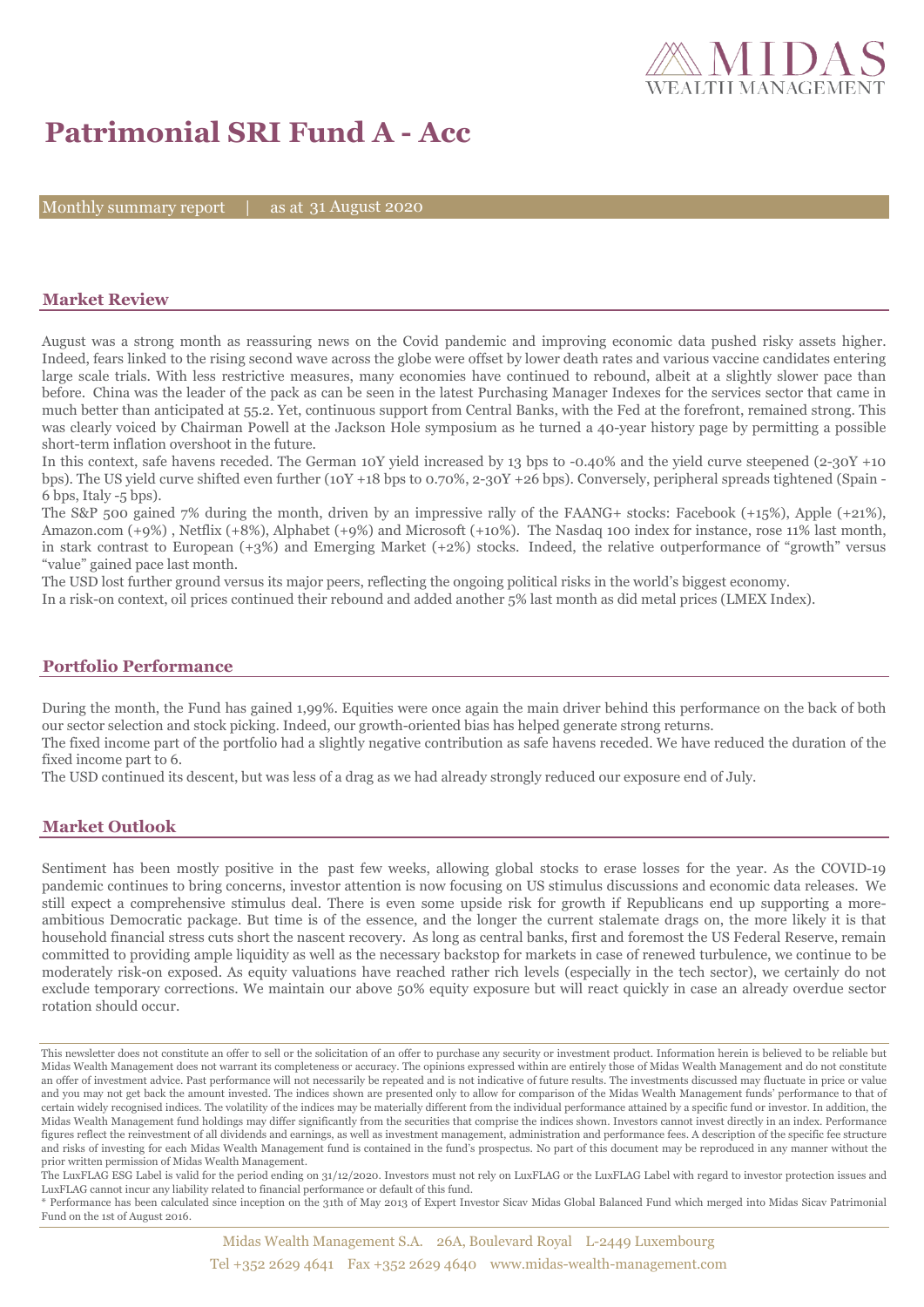# Patrimonial SRI Fund A - Acc

Monthly summary report | as at 31 August 2020

## Market Review

August was a strong month as reassuring news on the Covid pandemic and improving economic data pushed risky assets higher. Indeed, fears linked to the rising second wave across the globe were offset by lower death rates and various vaccine candidates entering large scale trials. With less restrictive measures, many economies have continued to rebound, albeit at a slightly slower pace than before. China was the leader of the pack as can be seen in the latest Purchasing Manager Indexes for the services sector that came in much better than anticipated at 55.2. Yet, continuous support from Central Banks, with the Fed at the forefront, remained strong. This was clearly voiced by Chairman Powell at the Jackson Hole symposium as he turned a 40-year history page by permitting a possible short-term inflation overshoot in the future.

In this context, safe havens receded. The German 10Y yield increased by 13 bps to -0.40% and the yield curve steepened (2-30Y +10 bps). The US yield curve shifted even further (10Y +18 bps to 0.70%, 2-30Y +26 bps). Conversely, peripheral spreads tightened (Spain -6 bps, Italy -5 bps).

The S&P 500 gained 7% during the month, driven by an impressive rally of the FAANG+ stocks: Facebook (+15%), Apple (+21%), Amazon.com (+9%) , Netflix (+8%), Alphabet (+9%) and Microsoft (+10%). The Nasdaq 100 index for instance, rose 11% last month, in stark contrast to European (+3%) and Emerging Market (+2%) stocks. Indeed, the relative outperformance of "growth" versus "value" gained pace last month.

The USD lost further ground versus its major peers, reflecting the ongoing political risks in the world's biggest economy.

In a risk-on context, oil prices continued their rebound and added another 5% last month as did metal prices (LMEX Index).

## Portfolio Performance

During the month, the Fund has gained 1,99%. Equities were once again the main driver behind this performance on the back of both our sector selection and stock picking. Indeed, our growth-oriented bias has helped generate strong returns.

The fixed income part of the portfolio had a slightly negative contribution as safe havens receded. We have reduced the duration of the fixed income part to 6.

The USD continued its descent, but was less of a drag as we had already strongly reduced our exposure end of July.

## Market Outlook

Sentiment has been mostly positive in the past few weeks, allowing global stocks to erase losses for the year. As the COVID-19 pandemic continues to bring concerns, investor attention is now focusing on US stimulus discussions and economic data releases. We still expect a comprehensive stimulus deal. There is even some upside risk for growth if Republicans end up supporting a more-ambitious Democratic package. But time is of the essence, and the longer the current stalemate drags on, the more likely it is that household financial stress cuts short the nascent recovery. As long as central banks, first and foremost the US Federal Reserve, remain committed to providing ample liquidity as well as the necessary backstop for markets in case of renewed turbulence, we continue to be moderately risk-on exposed. As equity valuations have reached rather rich levels (especially in the tech sector), we certainly do not exclude temporary corrections. We maintain our above 50% equity exposure but will react quickly in case an already overdue sector rotation should occur.

---

This newsletter does not constitute an offer to sell or the solicitation of an offer to purchase any security or investment product. Information herein is believed to be reliable but Midas Wealth Management does not warrant its completeness or accuracy. The opinions expressed within are entirely those of Midas Wealth Management and do not constitute an offer of investment advice. Past performance will not necessarily be repeated and is not indicative of future results. The investments discussed may fluctuate in price or value and you may not get back the amount invested. The indices shown are presented only to allow for comparison of the Midas Wealth Management funds' performance to that of certain widely recognised indices. The volatility of the indices may be materially different from the individual performance attained by a specific fund or investor. In addition, the Midas Wealth Management fund holdings may differ significantly from the securities that comprise the indices shown. Investors cannot invest directly in an index. Performance figures reflect the reinvestment of all dividends and earnings, as well as investment management, administration and performance fees. A description of the specific fee structure and risks of investing for each Midas Wealth Management fund is contained in the fund's prospectus. No part of this document may be reproduced in any manner without the prior written permission of Midas Wealth Management.

The LuxFLAG ESG Label is valid for the period ending on 31/12/2020. Investors must not rely on LuxFLAG or the LuxFLAG Label with regard to investor protection issues and LuxFLAG cannot incur any liability related to financial performance or default of this fund.

* Performance has been calculated since inception on the 31th of May 2013 of Expert Investor Sicav Midas Global Balanced Fund which merged into Midas Sicav Patrimonial Fund on the 1st of August 2016.

Midas Wealth Management S.A. 26A, Boulevard Royal L-2449 Luxembourg

Tel +352 2629 4641 Fax +352 2629 4640 www.midas-wealth-management.com